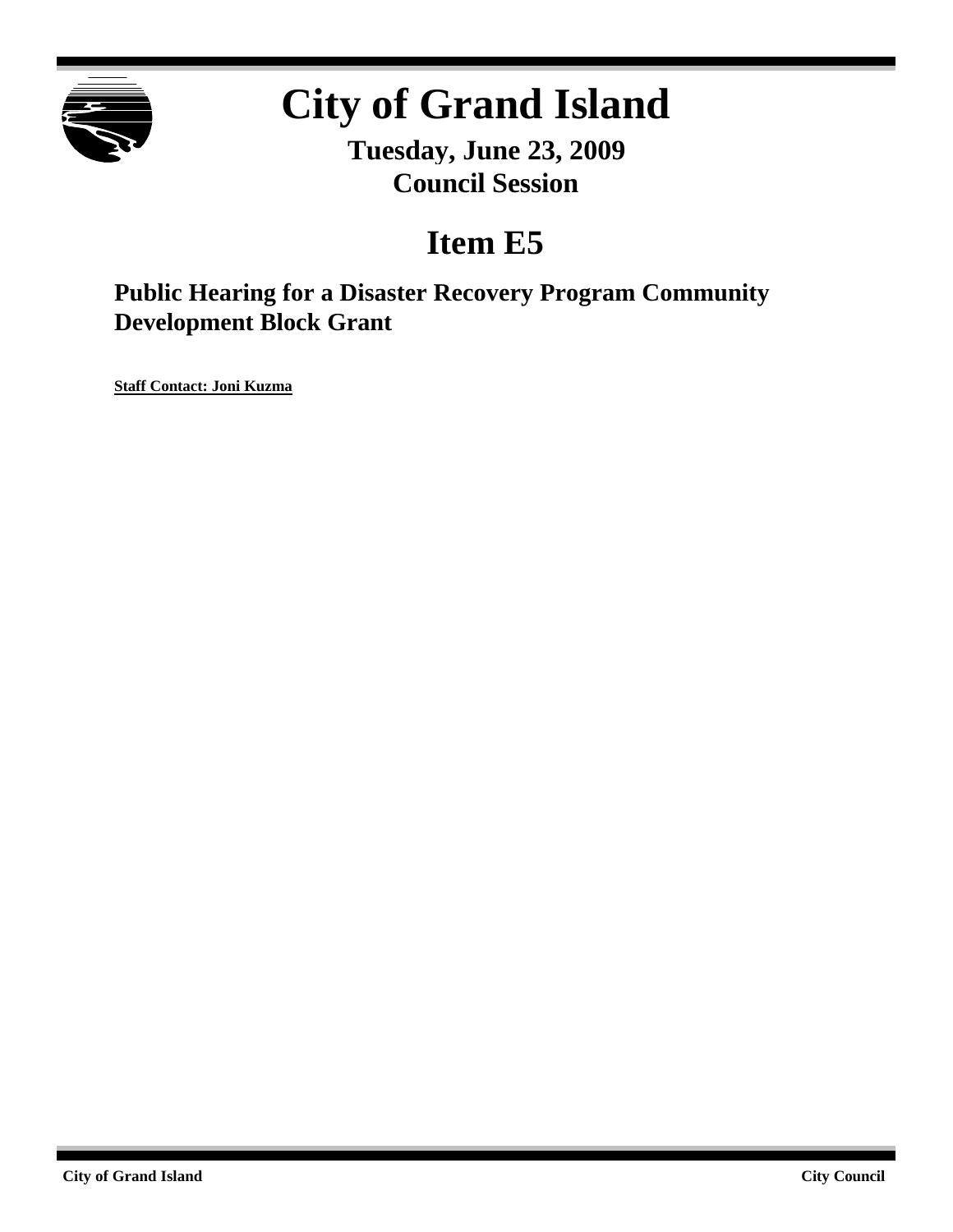# City of Grand Island

**Tuesday, June 23, 2009**
**Council Session**

## Item E5

### Public Hearing for a Disaster Recovery Program Community Development Block Grant

**Staff Contact: Joni Kuzma**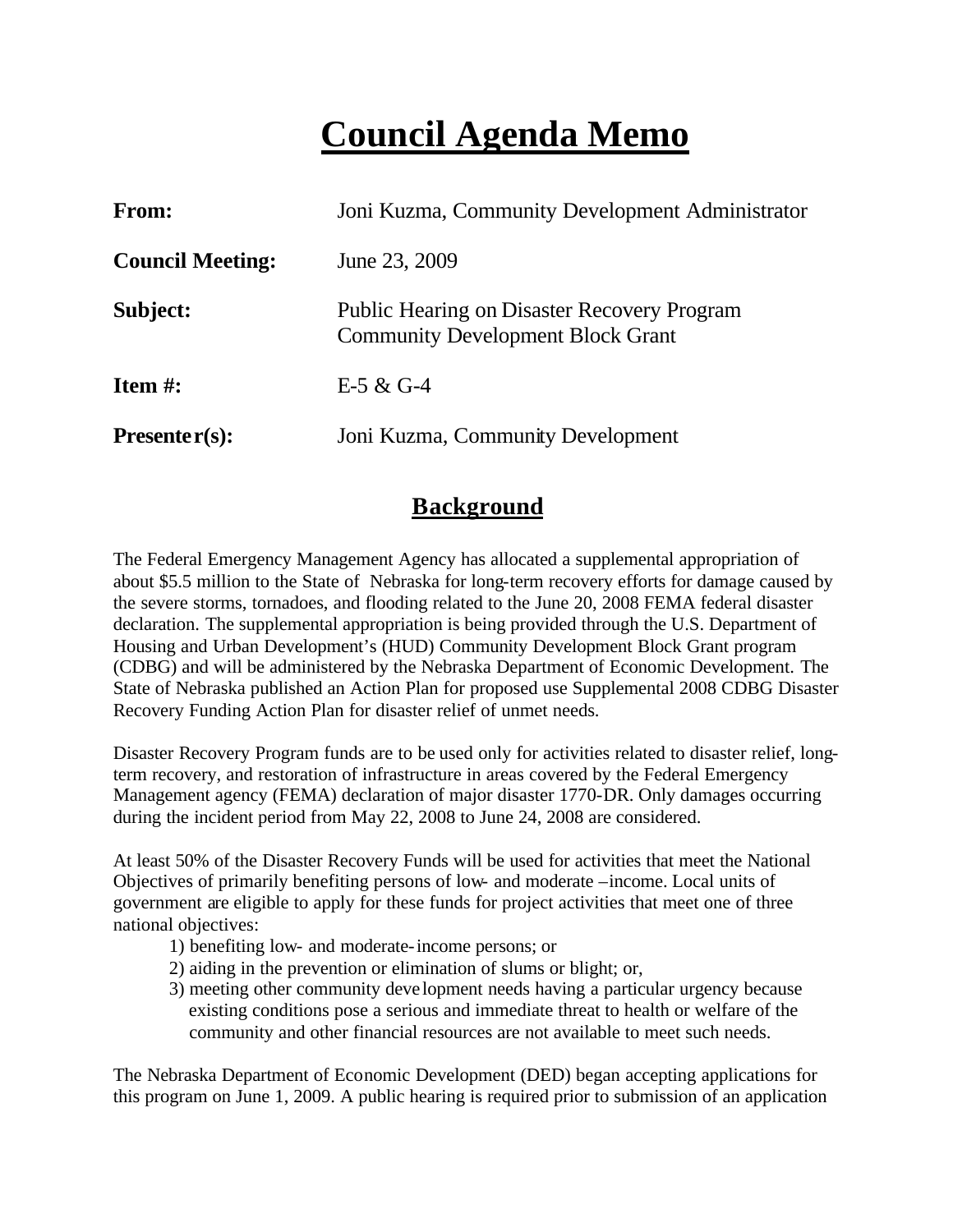# Council Agenda Memo

| | |
|---|---|
| **From:** | Joni Kuzma, Community Development Administrator |
| **Council Meeting:** | June 23, 2009 |
| **Subject:** | Public Hearing on Disaster Recovery Program Community Development Block Grant |
| **Item #:** | E-5 & G-4 |
| **Presenter(s):** | Joni Kuzma, Community Development |

## Background

The Federal Emergency Management Agency has allocated a supplemental appropriation of about $5.5 million to the State of Nebraska for long-term recovery efforts for damage caused by the severe storms, tornadoes, and flooding related to the June 20, 2008 FEMA federal disaster declaration. The supplemental appropriation is being provided through the U.S. Department of Housing and Urban Development's (HUD) Community Development Block Grant program (CDBG) and will be administered by the Nebraska Department of Economic Development. The State of Nebraska published an Action Plan for proposed use Supplemental 2008 CDBG Disaster Recovery Funding Action Plan for disaster relief of unmet needs.

Disaster Recovery Program funds are to be used only for activities related to disaster relief, long-term recovery, and restoration of infrastructure in areas covered by the Federal Emergency Management agency (FEMA) declaration of major disaster 1770-DR. Only damages occurring during the incident period from May 22, 2008 to June 24, 2008 are considered.

At least 50% of the Disaster Recovery Funds will be used for activities that meet the National Objectives of primarily benefiting persons of low- and moderate –income. Local units of government are eligible to apply for these funds for project activities that meet one of three national objectives:

1) benefiting low- and moderate-income persons; or
2) aiding in the prevention or elimination of slums or blight; or,
3) meeting other community development needs having a particular urgency because existing conditions pose a serious and immediate threat to health or welfare of the community and other financial resources are not available to meet such needs.

The Nebraska Department of Economic Development (DED) began accepting applications for this program on June 1, 2009. A public hearing is required prior to submission of an application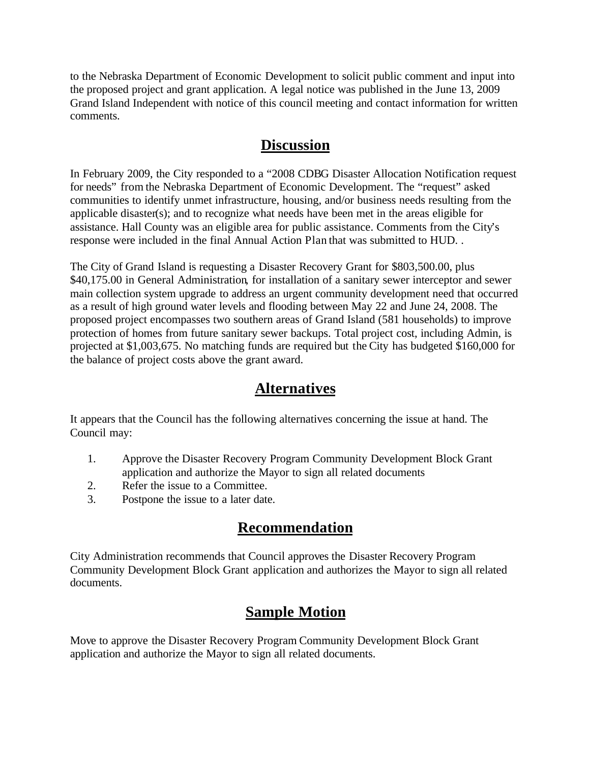to the Nebraska Department of Economic Development to solicit public comment and input into the proposed project and grant application. A legal notice was published in the June 13, 2009 Grand Island Independent with notice of this council meeting and contact information for written comments.

## Discussion

In February 2009, the City responded to a "2008 CDBG Disaster Allocation Notification request for needs" from the Nebraska Department of Economic Development. The "request" asked communities to identify unmet infrastructure, housing, and/or business needs resulting from the applicable disaster(s); and to recognize what needs have been met in the areas eligible for assistance. Hall County was an eligible area for public assistance. Comments from the City's response were included in the final Annual Action Plan that was submitted to HUD. .

The City of Grand Island is requesting a Disaster Recovery Grant for $803,500.00, plus $40,175.00 in General Administration, for installation of a sanitary sewer interceptor and sewer main collection system upgrade to address an urgent community development need that occurred as a result of high ground water levels and flooding between May 22 and June 24, 2008. The proposed project encompasses two southern areas of Grand Island (581 households) to improve protection of homes from future sanitary sewer backups. Total project cost, including Admin, is projected at $1,003,675. No matching funds are required but the City has budgeted $160,000 for the balance of project costs above the grant award.

## Alternatives

It appears that the Council has the following alternatives concerning the issue at hand. The Council may:

1. Approve the Disaster Recovery Program Community Development Block Grant application and authorize the Mayor to sign all related documents
2. Refer the issue to a Committee.
3. Postpone the issue to a later date.

## Recommendation

City Administration recommends that Council approves the Disaster Recovery Program Community Development Block Grant application and authorizes the Mayor to sign all related documents.

## Sample Motion

Move to approve the Disaster Recovery Program Community Development Block Grant application and authorize the Mayor to sign all related documents.